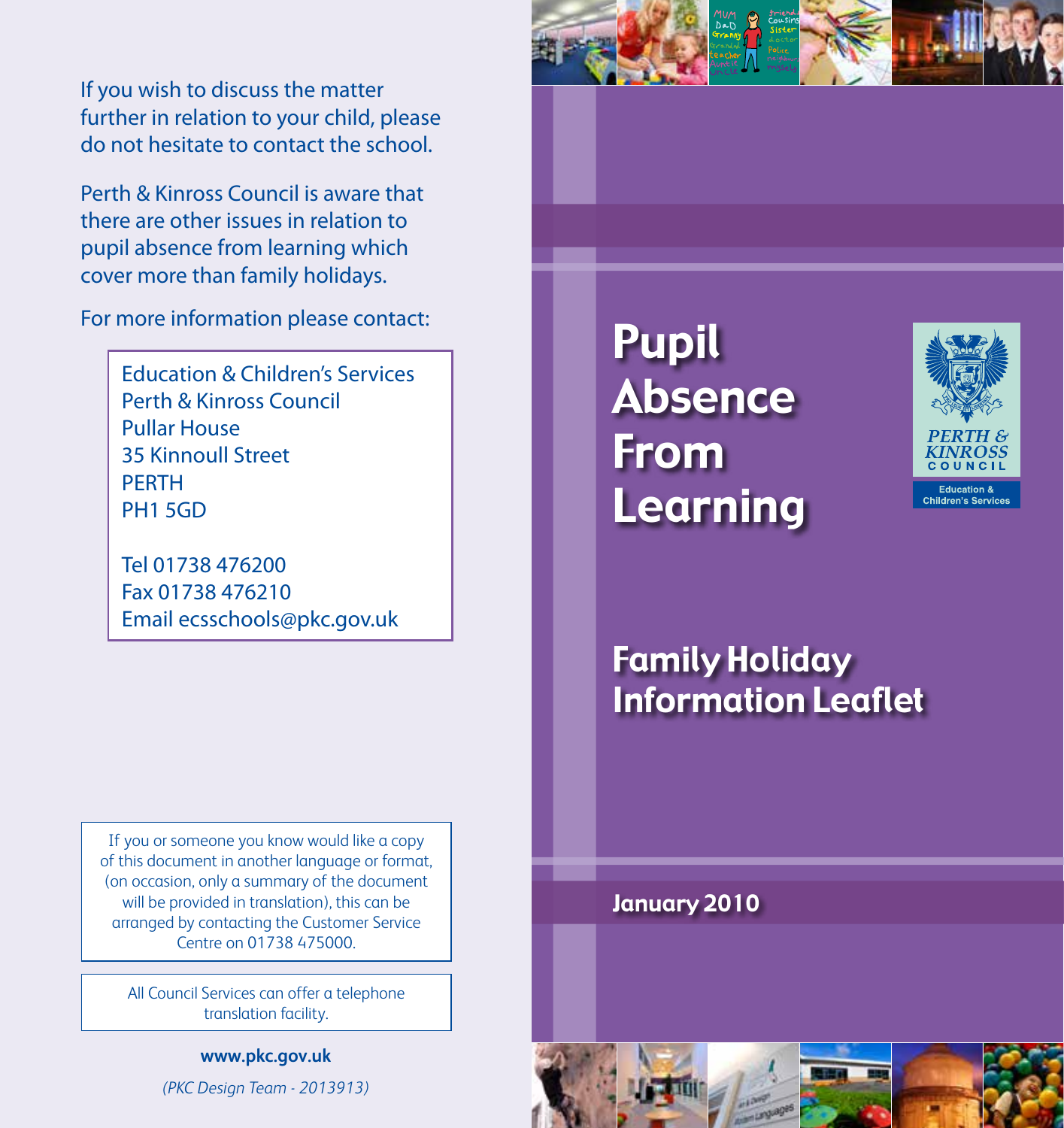# Pupil Absence From Learning

Perth & Kinross Council

Education & Children's Services

## Family Holiday Information Leaflet

**January 2010**

If you wish to discuss the matter further in relation to your child, please do not hesitate to contact the school.

Perth & Kinross Council is aware that there are other issues in relation to pupil absence from learning which cover more than family holidays.

For more information please contact:

Education & Children's Services
Perth & Kinross Council
Pullar House
35 Kinnoull Street
PERTH
PH1 5GD

Tel 01738 476200
Fax 01738 476210
Email ecsschools@pkc.gov.uk

If you or someone you know would like a copy of this document in another language or format, (on occasion, only a summary of the document will be provided in translation), this can be arranged by contacting the Customer Service Centre on 01738 475000.

All Council Services can offer a telephone translation facility.

**www.pkc.gov.uk**

*(PKC Design Team - 2013913)*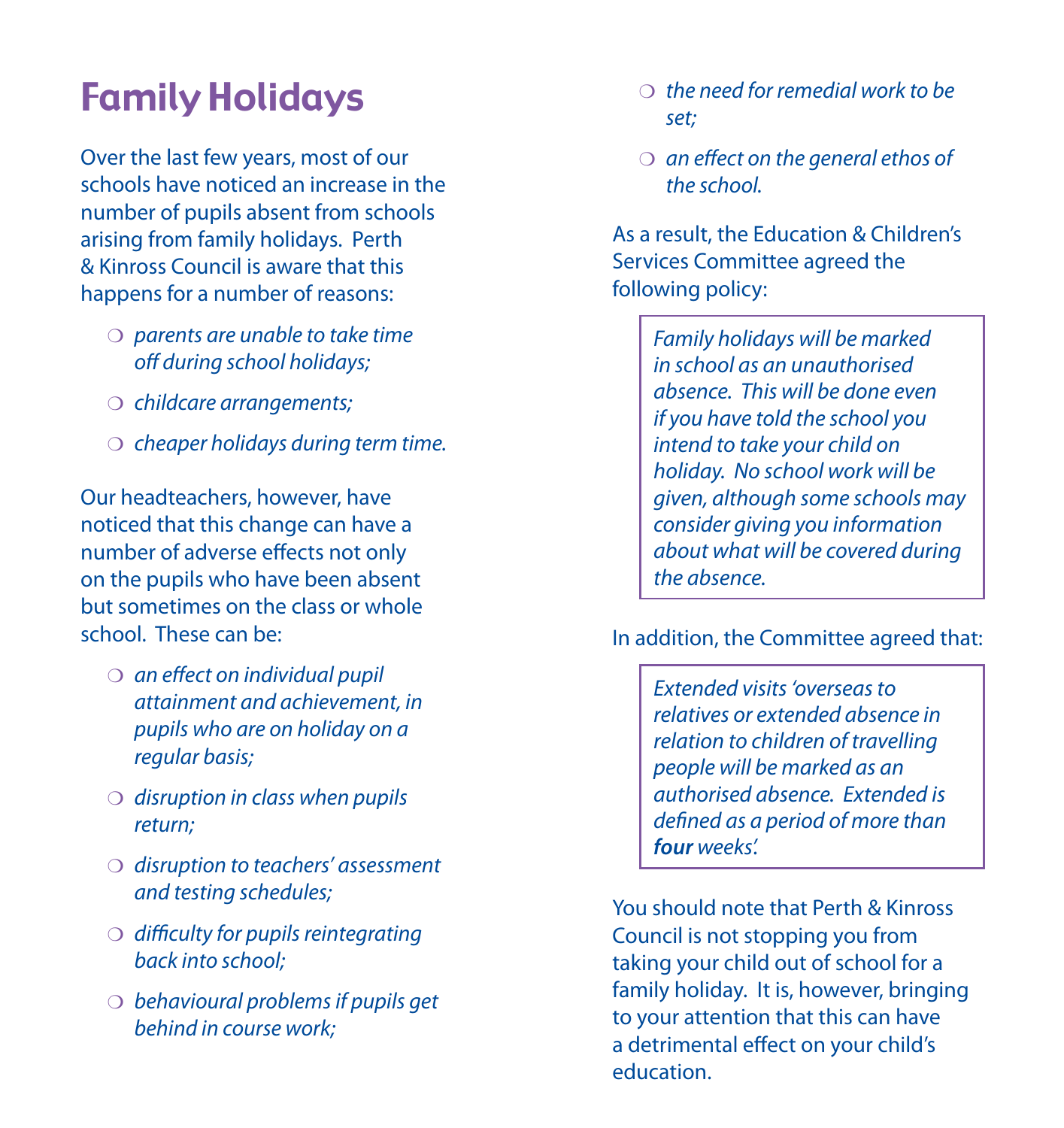# Family Holidays

Over the last few years, most of our schools have noticed an increase in the number of pupils absent from schools arising from family holidays. Perth & Kinross Council is aware that this happens for a number of reasons:

- *parents are unable to take time off during school holidays;*
- *childcare arrangements;*
- *cheaper holidays during term time.*

Our headteachers, however, have noticed that this change can have a number of adverse effects not only on the pupils who have been absent but sometimes on the class or whole school. These can be:

- *an effect on individual pupil attainment and achievement, in pupils who are on holiday on a regular basis;*
- *disruption in class when pupils return;*
- *disruption to teachers' assessment and testing schedules;*
- *difficulty for pupils reintegrating back into school;*
- *behavioural problems if pupils get behind in course work;*
- *the need for remedial work to be set;*
- *an effect on the general ethos of the school.*

As a result, the Education & Children's Services Committee agreed the following policy:

> *Family holidays will be marked in school as an unauthorised absence. This will be done even if you have told the school you intend to take your child on holiday. No school work will be given, although some schools may consider giving you information about what will be covered during the absence.*

In addition, the Committee agreed that:

> *Extended visits 'overseas to relatives or extended absence in relation to children of travelling people will be marked as an authorised absence. Extended is defined as a period of more than **four** weeks'.*

You should note that Perth & Kinross Council is not stopping you from taking your child out of school for a family holiday. It is, however, bringing to your attention that this can have a detrimental effect on your child's education.